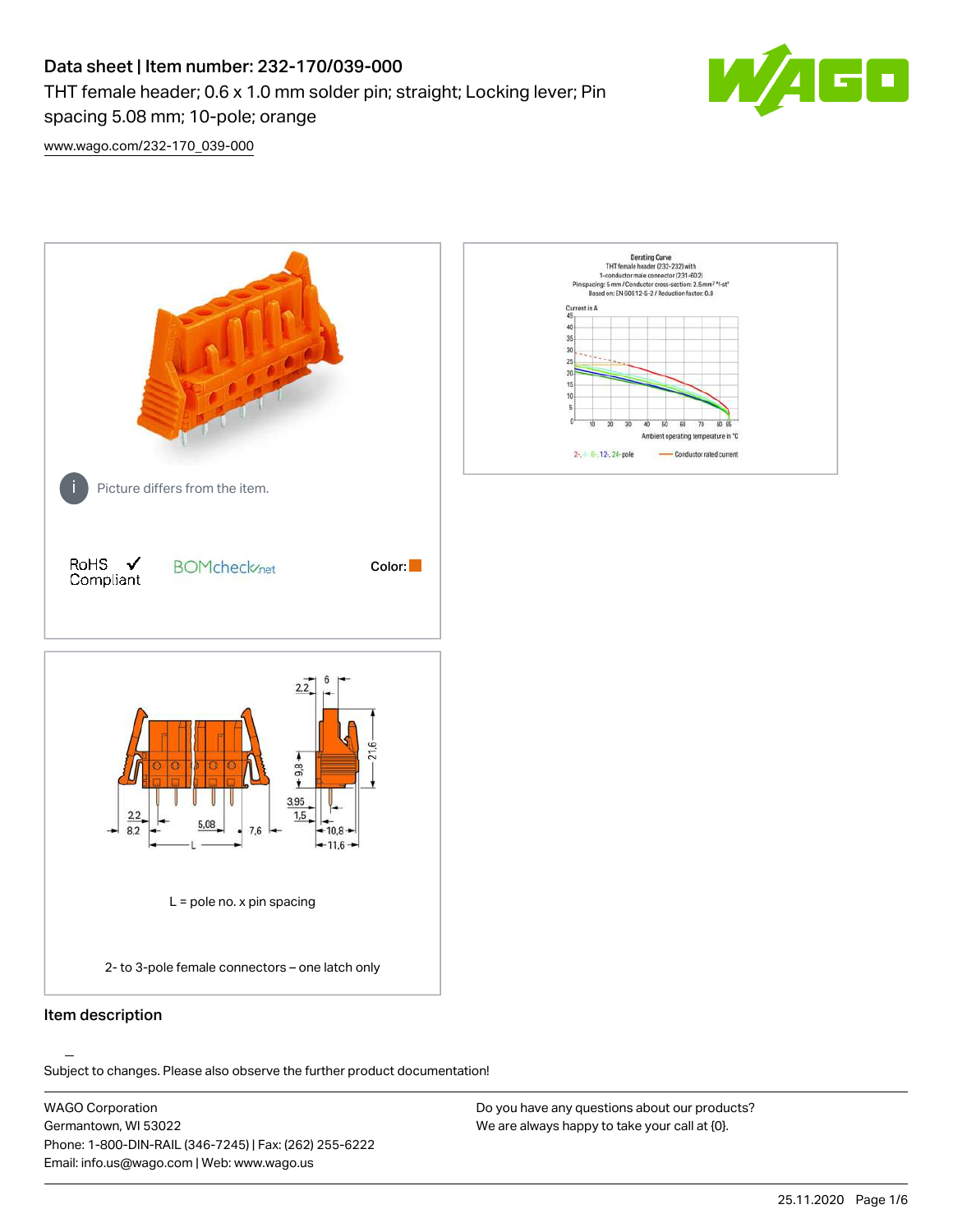# Data sheet | Item number: 232-170/039-000

THT female header; 0.6 x 1.0 mm solder pin; straight; Locking lever; Pin spacing 5.08 mm; 10-pole; orange

www.wago.com/232-170_039-000

Picture differs from the item.

RoHS Compliant

BOMcheck.net

Color:

L = pole no. x pin spacing

2- to 3-pole female connectors – one latch only

## Item description

Subject to changes. Please also observe the further product documentation!

WAGO Corporation
Germantown, WI 53022
Phone: 1-800-DIN-RAIL (346-7245) | Fax: (262) 255-6222
Email: info.us@wago.com | Web: www.wago.us

Do you have any questions about our products?
We are always happy to take your call at {0}.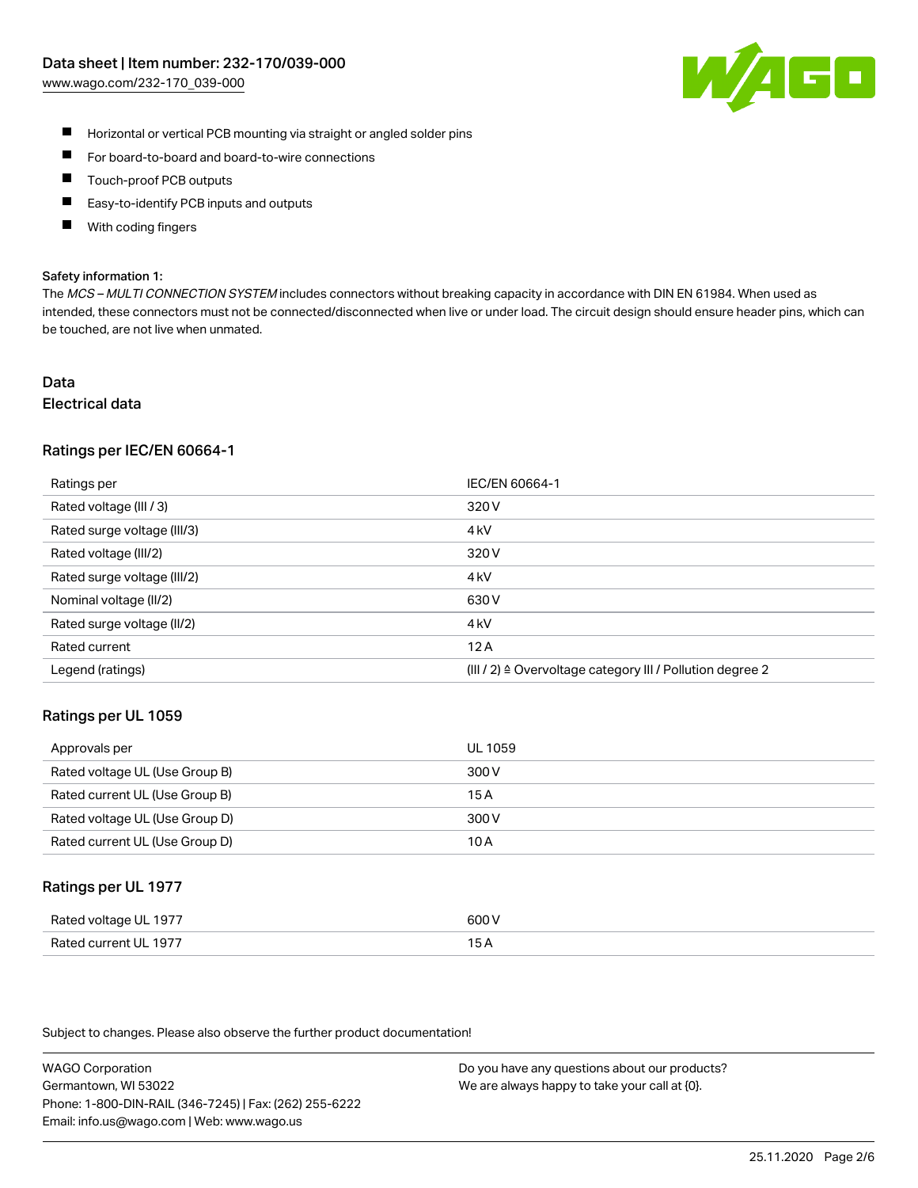- Horizontal or vertical PCB mounting via straight or angled solder pins
- For board-to-board and board-to-wire connections
- Touch-proof PCB outputs
- Easy-to-identify PCB inputs and outputs
- With coding fingers

**Safety information 1:**

The *MCS – MULTI CONNECTION SYSTEM* includes connectors without breaking capacity in accordance with DIN EN 61984. When used as intended, these connectors must not be connected/disconnected when live or under load. The circuit design should ensure header pins, which can be touched, are not live when unmated.

# Data

## Electrical data

### Ratings per IEC/EN 60664-1

| Ratings per | IEC/EN 60664-1 |
|---|---|
| Rated voltage (III / 3) | 320 V |
| Rated surge voltage (III/3) | 4 kV |
| Rated voltage (III/2) | 320 V |
| Rated surge voltage (III/2) | 4 kV |
| Nominal voltage (II/2) | 630 V |
| Rated surge voltage (II/2) | 4 kV |
| Rated current | 12 A |
| Legend (ratings) | (III / 2) ≙ Overvoltage category III / Pollution degree 2 |

### Ratings per UL 1059

| Approvals per | UL 1059 |
|---|---|
| Rated voltage UL (Use Group B) | 300 V |
| Rated current UL (Use Group B) | 15 A |
| Rated voltage UL (Use Group D) | 300 V |
| Rated current UL (Use Group D) | 10 A |

### Ratings per UL 1977

| Rated voltage UL 1977 | 600 V |
|---|---|
| Rated current UL 1977 | 15 A |

Subject to changes. Please also observe the further product documentation!

WAGO Corporation
Germantown, WI 53022
Phone: 1-800-DIN-RAIL (346-7245) | Fax: (262) 255-6222
Email: info.us@wago.com | Web: www.wago.us

Do you have any questions about our products?
We are always happy to take your call at {0}.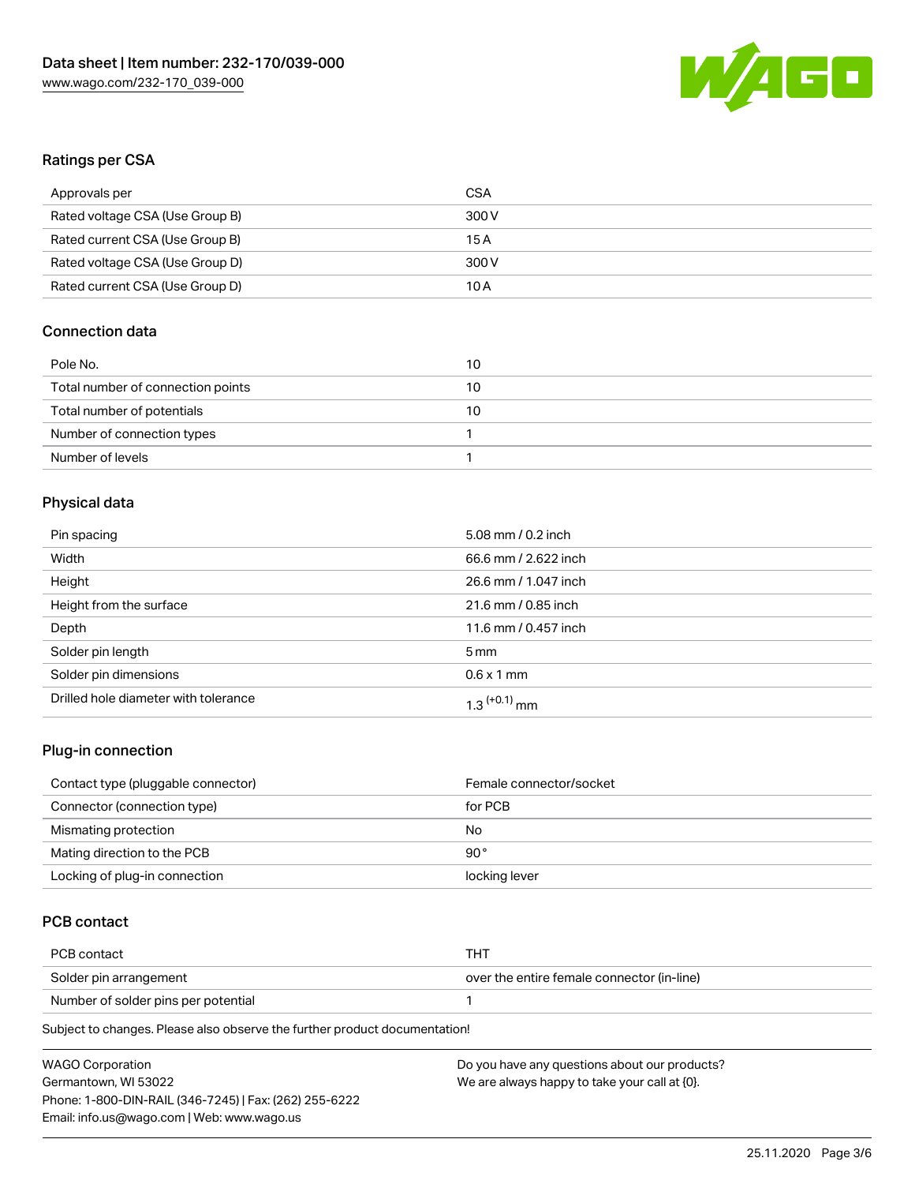## Ratings per CSA

| | |
|---|---|
| Approvals per | CSA |
| Rated voltage CSA (Use Group B) | 300 V |
| Rated current CSA (Use Group B) | 15 A |
| Rated voltage CSA (Use Group D) | 300 V |
| Rated current CSA (Use Group D) | 10 A |

## Connection data

| | |
|---|---|
| Pole No. | 10 |
| Total number of connection points | 10 |
| Total number of potentials | 10 |
| Number of connection types | 1 |
| Number of levels | 1 |

## Physical data

| | |
|---|---|
| Pin spacing | 5.08 mm / 0.2 inch |
| Width | 66.6 mm / 2.622 inch |
| Height | 26.6 mm / 1.047 inch |
| Height from the surface | 21.6 mm / 0.85 inch |
| Depth | 11.6 mm / 0.457 inch |
| Solder pin length | 5 mm |
| Solder pin dimensions | 0.6 x 1 mm |
| Drilled hole diameter with tolerance | $1.3^{(+0.1)}$ mm |

## Plug-in connection

| | |
|---|---|
| Contact type (pluggable connector) | Female connector/socket |
| Connector (connection type) | for PCB |
| Mismating protection | No |
| Mating direction to the PCB | 90 ° |
| Locking of plug-in connection | locking lever |

## PCB contact

| | |
|---|---|
| PCB contact | THT |
| Solder pin arrangement | over the entire female connector (in-line) |
| Number of solder pins per potential | 1 |

Subject to changes. Please also observe the further product documentation!

WAGO Corporation
Germantown, WI 53022
Phone: 1-800-DIN-RAIL (346-7245) | Fax: (262) 255-6222
Email: info.us@wago.com | Web: www.wago.us

Do you have any questions about our products?
We are always happy to take your call at {0}.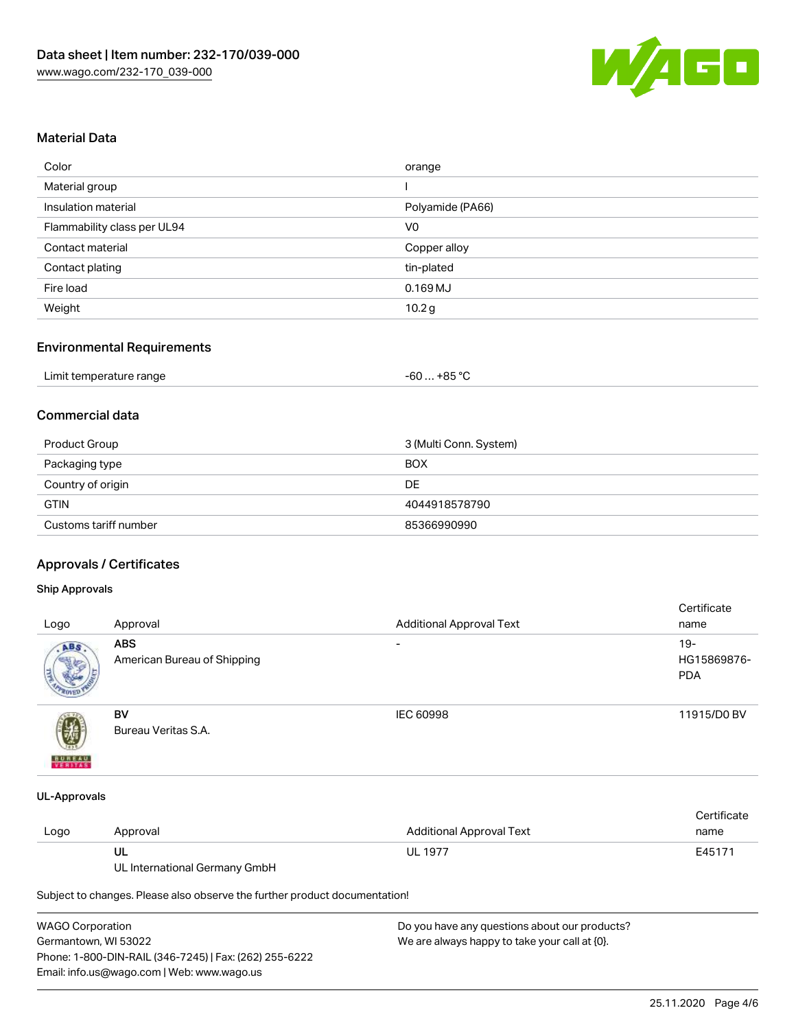## Material Data

| | |
|---|---|
| Color | orange |
| Material group | I |
| Insulation material | Polyamide (PA66) |
| Flammability class per UL94 | V0 |
| Contact material | Copper alloy |
| Contact plating | tin-plated |
| Fire load | 0.169 MJ |
| Weight | 10.2 g |

## Environmental Requirements

| | |
|---|---|
| Limit temperature range | -60 … +85 °C |

## Commercial data

| | |
|---|---|
| Product Group | 3 (Multi Conn. System) |
| Packaging type | BOX |
| Country of origin | DE |
| GTIN | 4044918578790 |
| Customs tariff number | 85366990990 |

## Approvals / Certificates

### Ship Approvals

| Logo | Approval | Additional Approval Text | Certificate name |
|---|---|---|---|
| | **ABS** American Bureau of Shipping | - | 19-HG15869876-PDA |
| | **BV** Bureau Veritas S.A. | IEC 60998 | 11915/D0 BV |

### UL-Approvals

| Logo | Approval | Additional Approval Text | Certificate name |
|---|---|---|---|
| | **UL** UL International Germany GmbH | UL 1977 | E45171 |

Subject to changes. Please also observe the further product documentation!

WAGO Corporation
Germantown, WI 53022
Phone: 1-800-DIN-RAIL (346-7245) | Fax: (262) 255-6222
Email: info.us@wago.com | Web: www.wago.us

Do you have any questions about our products?
We are always happy to take your call at {0}.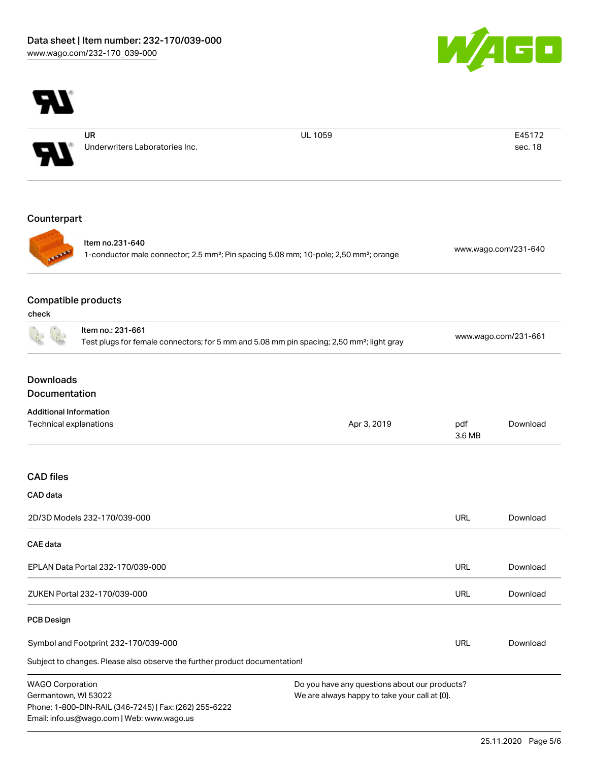| | UR<br>Underwriters Laboratories Inc. | UL 1059 | E45172<br>sec. 18 |
|---|---|---|---|

## Counterpart

| Item no.231-640<br>1-conductor male connector; 2.5 mm²; Pin spacing 5.08 mm; 10-pole; 2,50 mm²; orange | www.wago.com/231-640 |
|---|---|

## Compatible products

check

| Item no.: 231-661<br>Test plugs for female connectors; for 5 mm and 5.08 mm pin spacing; 2,50 mm²; light gray | www.wago.com/231-661 |
|---|---|

## Downloads

## Documentation

**Additional Information**

| Technical explanations | Apr 3, 2019 | pdf<br>3.6 MB | Download |
|---|---|---|---|

## CAD files

**CAD data**

| 2D/3D Models 232-170/039-000 | URL | Download |
|---|---|---|

**CAE data**

| EPLAN Data Portal 232-170/039-000 | URL | Download |
|---|---|---|
| ZUKEN Portal 232-170/039-000 | URL | Download |

**PCB Design**

| Symbol and Footprint 232-170/039-000 | URL | Download |
|---|---|---|

Subject to changes. Please also observe the further product documentation!

WAGO Corporation
Germantown, WI 53022
Phone: 1-800-DIN-RAIL (346-7245) | Fax: (262) 255-6222
Email: info.us@wago.com | Web: www.wago.us

Do you have any questions about our products?
We are always happy to take your call at {0}.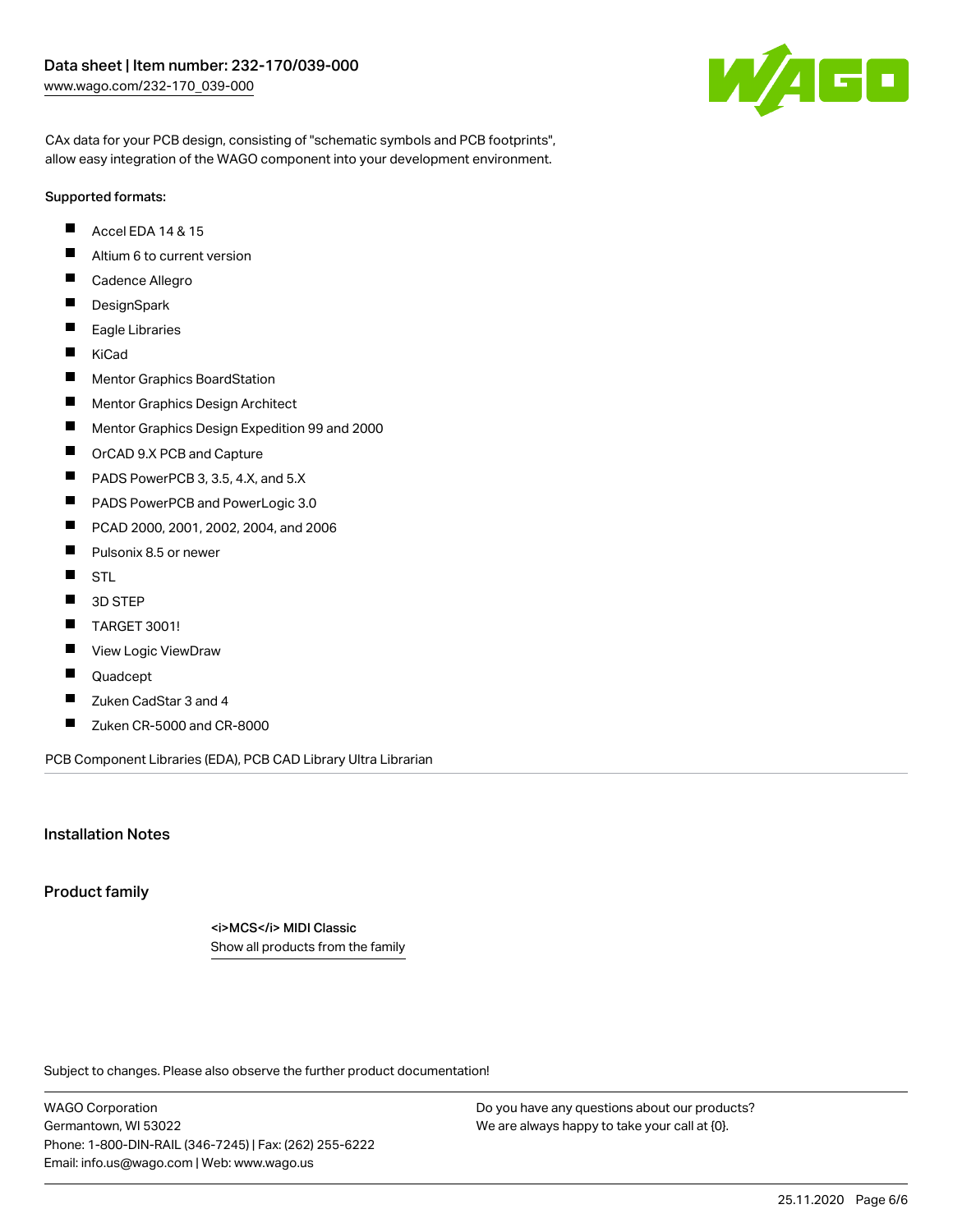CAx data for your PCB design, consisting of "schematic symbols and PCB footprints", allow easy integration of the WAGO component into your development environment.

Supported formats:

- Accel EDA 14 & 15
- Altium 6 to current version
- Cadence Allegro
- DesignSpark
- Eagle Libraries
- KiCad
- Mentor Graphics BoardStation
- Mentor Graphics Design Architect
- Mentor Graphics Design Expedition 99 and 2000
- OrCAD 9.X PCB and Capture
- PADS PowerPCB 3, 3.5, 4.X, and 5.X
- PADS PowerPCB and PowerLogic 3.0
- PCAD 2000, 2001, 2002, 2004, and 2006
- Pulsonix 8.5 or newer
- STL
- 3D STEP
- TARGET 3001!
- View Logic ViewDraw
- Quadcept
- Zuken CadStar 3 and 4
- Zuken CR-5000 and CR-8000

PCB Component Libraries (EDA), PCB CAD Library Ultra Librarian

## Installation Notes

## Product family

<i>MCS</i> MIDI Classic
Show all products from the family

Subject to changes. Please also observe the further product documentation!

WAGO Corporation
Germantown, WI 53022
Phone: 1-800-DIN-RAIL (346-7245) | Fax: (262) 255-6222
Email: info.us@wago.com | Web: www.wago.us

Do you have any questions about our products?
We are always happy to take your call at {0}.